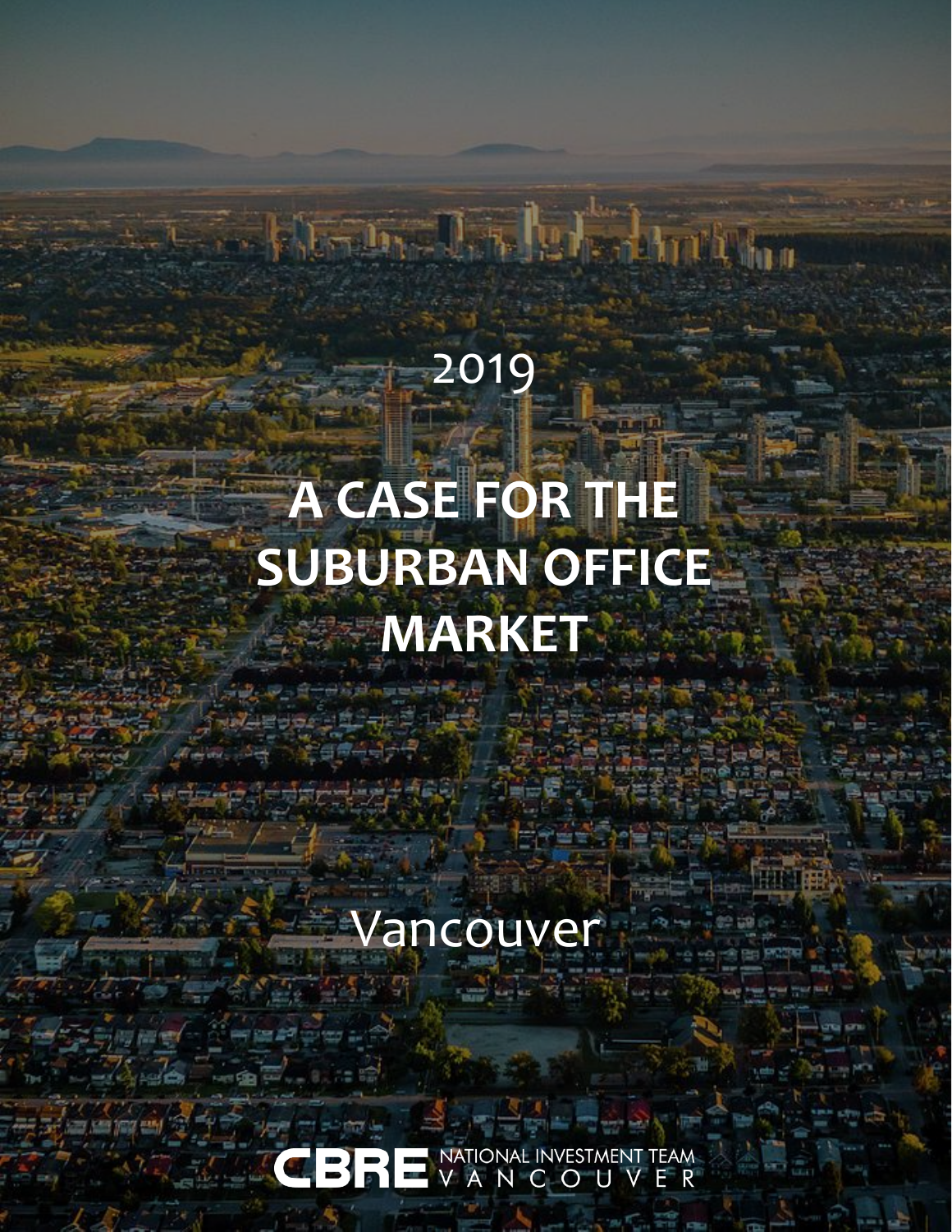2019

# A CASE FOR THE SUBURBAN OFFICE MARKET

Vancouver

CBRE NATIONAL INVESTMENT TEAM VANCOUVER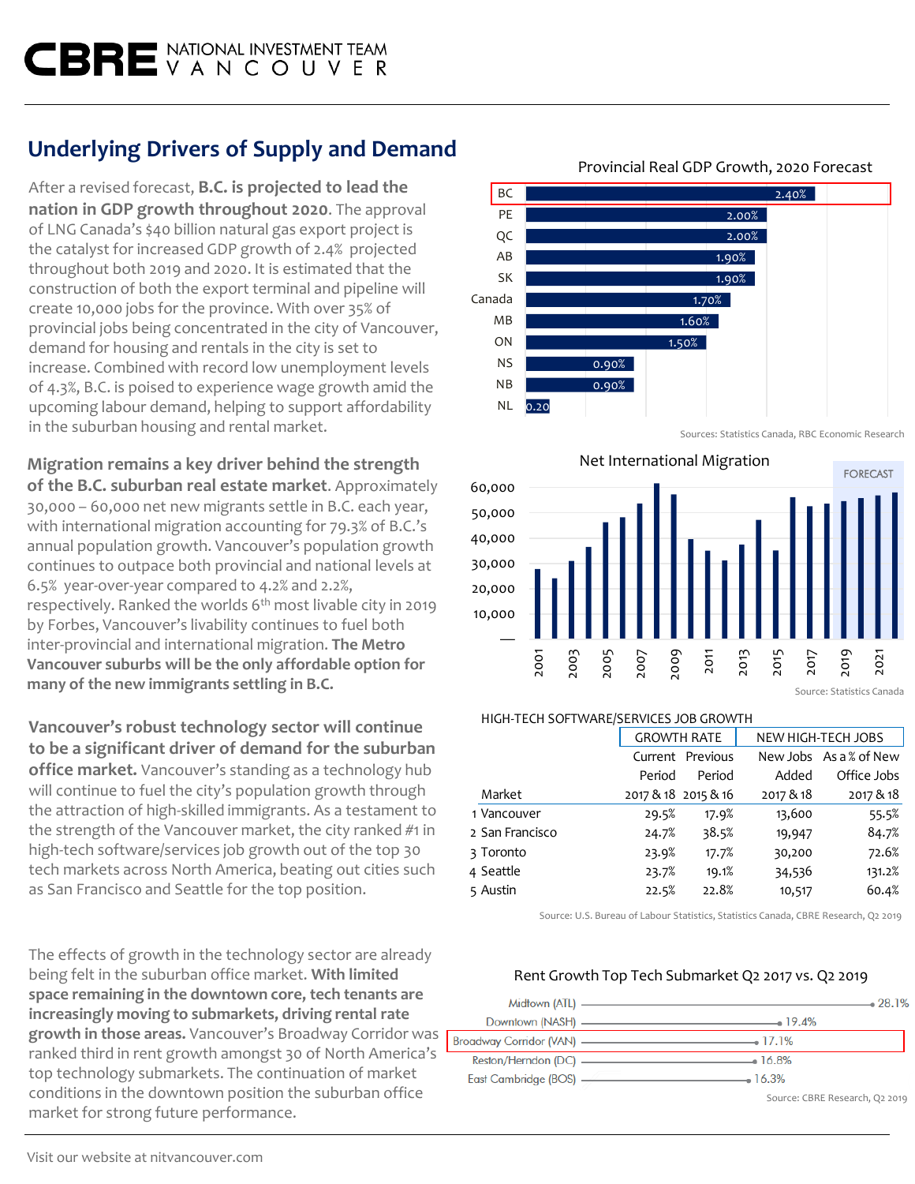## Underlying Drivers of Supply and Demand

After a revised forecast, **B.C. is projected to lead the nation in GDP growth throughout 2020**. The approval of LNG Canada's $40 billion natural gas export project is the catalyst for increased GDP growth of 2.4% projected throughout both 2019 and 2020. It is estimated that the construction of both the export terminal and pipeline will create 10,000 jobs for the province. With over 35% of provincial jobs being concentrated in the city of Vancouver, demand for housing and rentals in the city is set to increase. Combined with record low unemployment levels of 4.3%, B.C. is poised to experience wage growth amid the upcoming labour demand, helping to support affordability in the suburban housing and rental market.

**Migration remains a key driver behind the strength of the B.C. suburban real estate market**. Approximately 30,000 – 60,000 net new migrants settle in B.C. each year, with international migration accounting for 79.3% of B.C.'s annual population growth. Vancouver's population growth continues to outpace both provincial and national levels at 6.5% year-over-year compared to 4.2% and 2.2%, respectively. Ranked the worlds 6th most livable city in 2019 by Forbes, Vancouver's livability continues to fuel both inter-provincial and international migration. **The Metro Vancouver suburbs will be the only affordable option for many of the new immigrants settling in B.C.**

**Vancouver's robust technology sector will continue to be a significant driver of demand for the suburban office market.** Vancouver's standing as a technology hub will continue to fuel the city's population growth through the attraction of high-skilled immigrants. As a testament to the strength of the Vancouver market, the city ranked #1 in high-tech software/services job growth out of the top 30 tech markets across North America, beating out cities such as San Francisco and Seattle for the top position.

The effects of growth in the technology sector are already being felt in the suburban office market. **With limited space remaining in the downtown core, tech tenants are increasingly moving to submarkets, driving rental rate growth in those areas.** Vancouver's Broadway Corridor was ranked third in rent growth amongst 30 of North America's top technology submarkets. The continuation of market conditions in the downtown position the suburban office market for strong future performance.

### Provincial Real GDP Growth, 2020 Forecast

| Province | Growth |
|---|---|
| BC | 2.40% |
| PE | 2.00% |
| QC | 2.00% |
| AB | 1.90% |
| SK | 1.90% |
| Canada | 1.70% |
| MB | 1.60% |
| ON | 1.50% |
| NS | 0.90% |
| NB | 0.90% |
| NL | 0.20 |

Sources: Statistics Canada, RBC Economic Research

### Net International Migration

Source: Statistics Canada

HIGH-TECH SOFTWARE/SERVICES JOB GROWTH

| | Market | GROWTH RATE Current Period 2017 & 18 | GROWTH RATE Previous Period 2015 & 16 | NEW HIGH-TECH JOBS New Jobs Added 2017 & 18 | NEW HIGH-TECH JOBS As a % of New Office Jobs 2017 & 18 |
|---|---|---|---|---|---|
| 1 | Vancouver | 29.5% | 17.9% | 13,600 | 55.5% |
| 2 | San Francisco | 24.7% | 38.5% | 19,947 | 84.7% |
| 3 | Toronto | 23.9% | 17.7% | 30,200 | 72.6% |
| 4 | Seattle | 23.7% | 19.1% | 34,536 | 131.2% |
| 5 | Austin | 22.5% | 22.8% | 10,517 | 60.4% |

Source: U.S. Bureau of Labour Statistics, Statistics Canada, CBRE Research, Q2 2019

### Rent Growth Top Tech Submarket Q2 2017 vs. Q2 2019

| Submarket | Rent Growth |
|---|---|
| Midtown (ATL) | 28.1% |
| Downtown (NASH) | 19.4% |
| Broadway Corridor (VAN) | 17.1% |
| Reston/Herndon (DC) | 16.8% |
| East Cambridge (BOS) | 16.3% |

Source: CBRE Research, Q2 2019

Visit our website at nitvancouver.com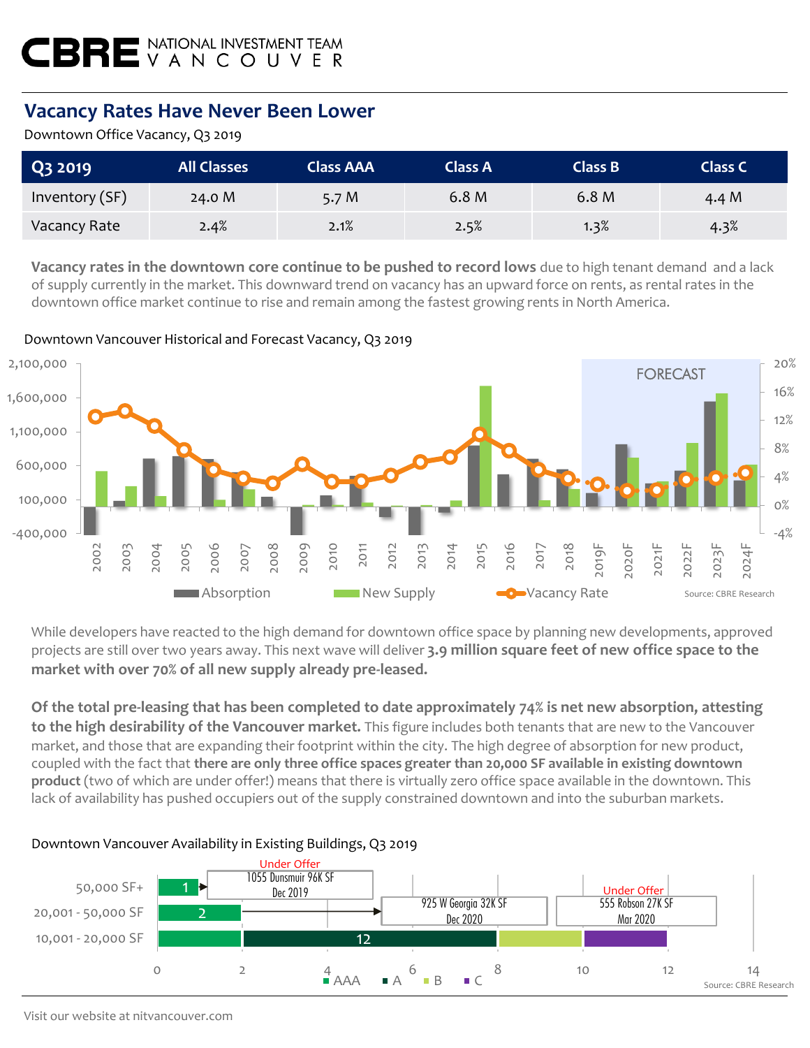## Vacancy Rates Have Never Been Lower

Downtown Office Vacancy, Q3 2019

| Q3 2019 | All Classes | Class AAA | Class A | Class B | Class C |
|---|---|---|---|---|---|
| Inventory (SF) | 24.0 M | 5.7 M | 6.8 M | 6.8 M | 4.4 M |
| Vacancy Rate | 2.4% | 2.1% | 2.5% | 1.3% | 4.3% |

**Vacancy rates in the downtown core continue to be pushed to record lows** due to high tenant demand and a lack of supply currently in the market. This downward trend on vacancy has an upward force on rents, as rental rates in the downtown office market continue to rise and remain among the fastest growing rents in North America.

Downtown Vancouver Historical and Forecast Vacancy, Q3 2019

Source: CBRE Research

While developers have reacted to the high demand for downtown office space by planning new developments, approved projects are still over two years away. This next wave will deliver **3.9 million square feet of new office space to the market with over 70% of all new supply already pre-leased.**

**Of the total pre-leasing that has been completed to date approximately 74% is net new absorption, attesting to the high desirability of the Vancouver market.** This figure includes both tenants that are new to the Vancouver market, and those that are expanding their footprint within the city. The high degree of absorption for new product, coupled with the fact that **there are only three office spaces greater than 20,000 SF available in existing downtown product** (two of which are under offer!) means that there is virtually zero office space available in the downtown. This lack of availability has pushed occupiers out of the supply constrained downtown and into the suburban markets.

Downtown Vancouver Availability in Existing Buildings, Q3 2019

Source: CBRE Research

Visit our website at nitvancouver.com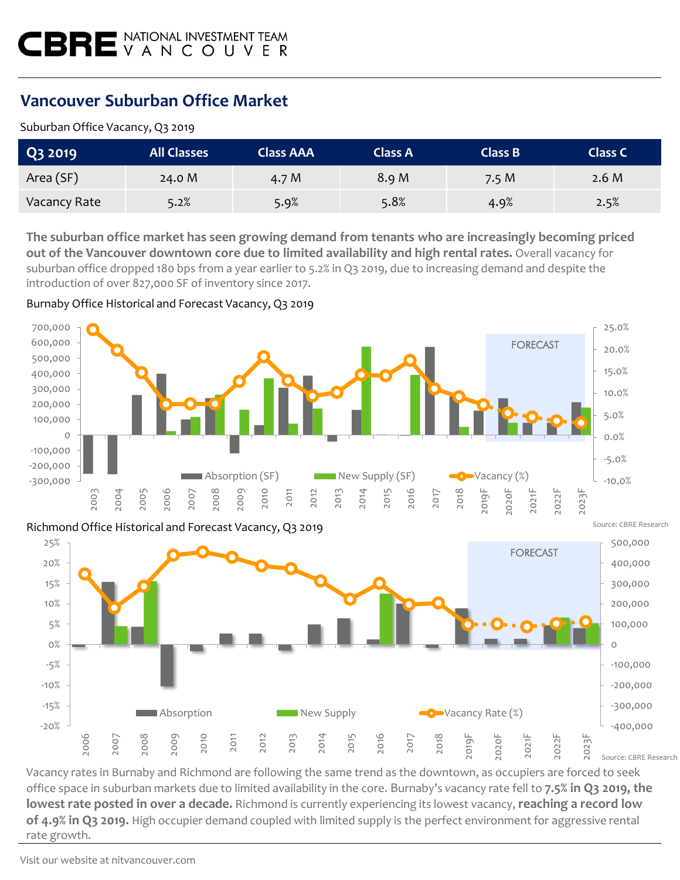# Vancouver Suburban Office Market

Suburban Office Vacancy, Q3 2019

| Q3 2019 | All Classes | Class AAA | Class A | Class B | Class C |
| --- | --- | --- | --- | --- | --- |
| Area (SF) | 24.0 M | 4.7 M | 8.9 M | 7.5 M | 2.6 M |
| Vacancy Rate | 5.2% | 5.9% | 5.8% | 4.9% | 2.5% |

**The suburban office market has seen growing demand from tenants who are increasingly becoming priced out of the Vancouver downtown core due to limited availability and high rental rates.** Overall vacancy for suburban office dropped 180 bps from a year earlier to 5.2% in Q3 2019, due to increasing demand and despite the introduction of over 827,000 SF of inventory since 2017.

Burnaby Office Historical and Forecast Vacancy, Q3 2019

Source: CBRE Research

Richmond Office Historical and Forecast Vacancy, Q3 2019

Source: CBRE Research

Vacancy rates in Burnaby and Richmond are following the same trend as the downtown, as occupiers are forced to seek office space in suburban markets due to limited availability in the core. Burnaby's vacancy rate fell to **7.5% in Q3 2019, the lowest rate posted in over a decade.** Richmond is currently experiencing its lowest vacancy, **reaching a record low of 4.9% in Q3 2019.** High occupier demand coupled with limited supply is the perfect environment for aggressive rental rate growth.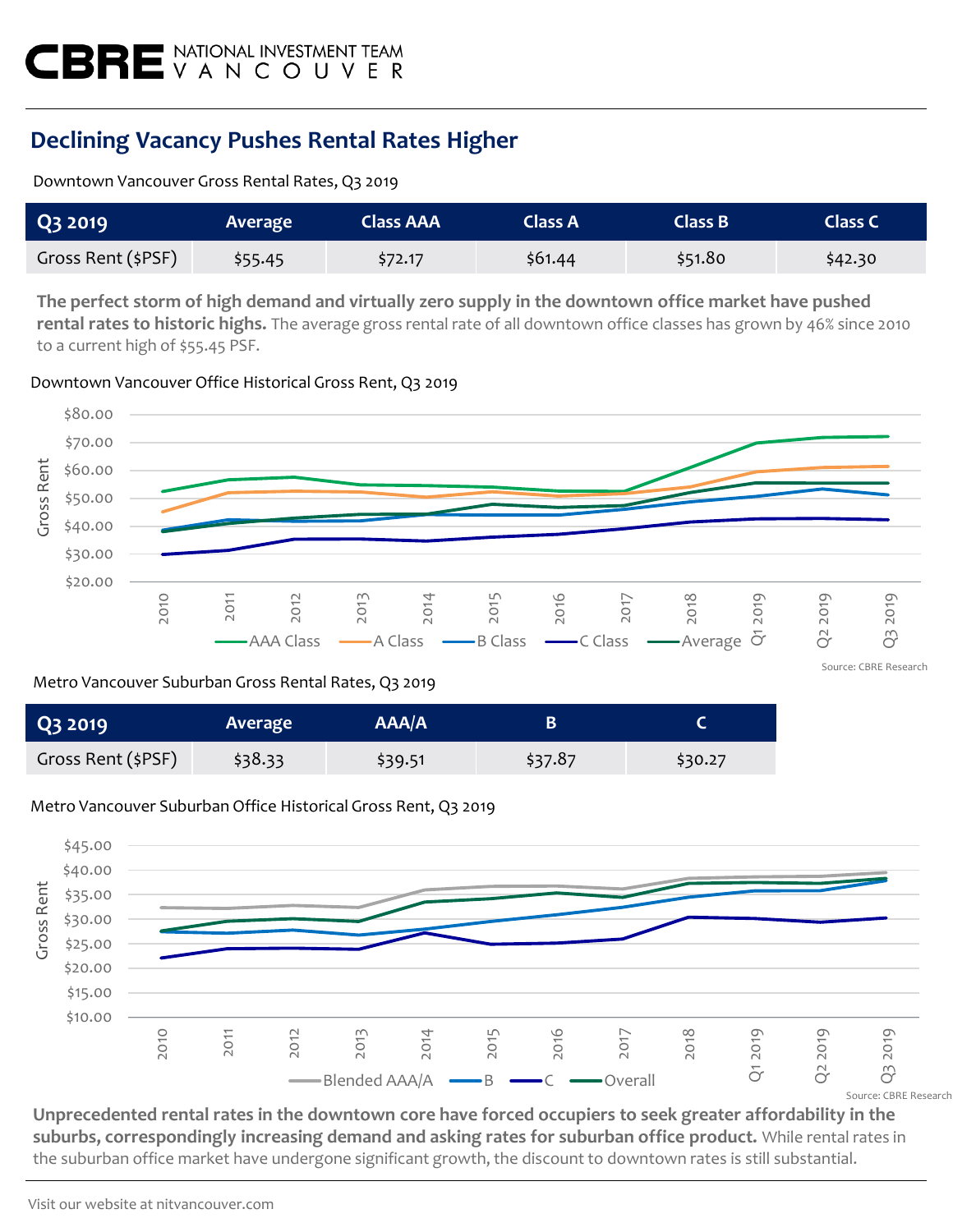## Declining Vacancy Pushes Rental Rates Higher

Downtown Vancouver Gross Rental Rates, Q3 2019

| Q3 2019 | Average | Class AAA | Class A | Class B | Class C |
|---|---|---|---|---|---|
| Gross Rent ($PSF) | $55.45 | $72.17 | $61.44 | $51.80 | $42.30 |

**The perfect storm of high demand and virtually zero supply in the downtown office market have pushed rental rates to historic highs.** The average gross rental rate of all downtown office classes has grown by 46% since 2010 to a current high of $55.45 PSF.

Downtown Vancouver Office Historical Gross Rent, Q3 2019

Source: CBRE Research

Metro Vancouver Suburban Gross Rental Rates, Q3 2019

| Q3 2019 | Average | AAA/A | B | C |
|---|---|---|---|---|
| Gross Rent ($PSF) | $38.33 | $39.51 | $37.87 | $30.27 |

Metro Vancouver Suburban Office Historical Gross Rent, Q3 2019

Source: CBRE Research

**Unprecedented rental rates in the downtown core have forced occupiers to seek greater affordability in the suburbs, correspondingly increasing demand and asking rates for suburban office product.** While rental rates in the suburban office market have undergone significant growth, the discount to downtown rates is still substantial.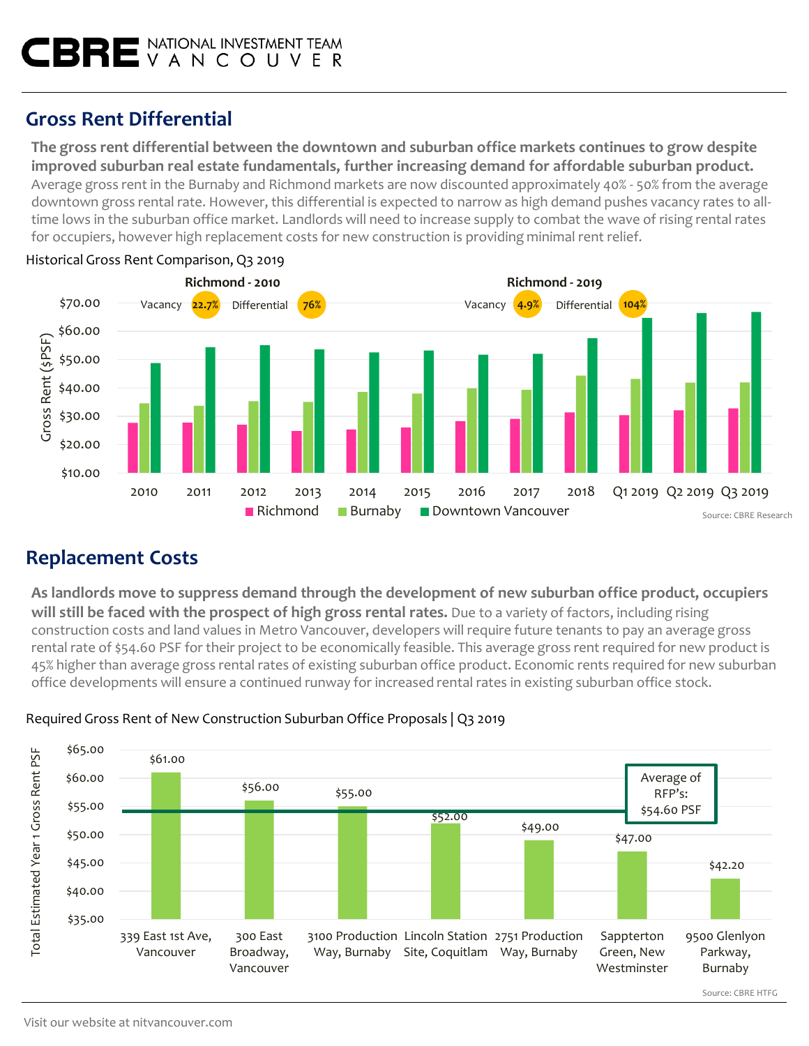# CBRE NATIONAL INVESTMENT TEAM VANCOUVER

## Gross Rent Differential

**The gross rent differential between the downtown and suburban office markets continues to grow despite improved suburban real estate fundamentals, further increasing demand for affordable suburban product.** Average gross rent in the Burnaby and Richmond markets are now discounted approximately 40% - 50% from the average downtown gross rental rate. However, this differential is expected to narrow as high demand pushes vacancy rates to all-time lows in the suburban office market. Landlords will need to increase supply to combat the wave of rising rental rates for occupiers, however high replacement costs for new construction is providing minimal rent relief.

Historical Gross Rent Comparison, Q3 2019

**Richmond - 2010:** Vacancy 22.7% | Differential 76%

**Richmond - 2019:** Vacancy 4.9% | Differential 104%

Gross Rent ($PSF) — Richmond, Burnaby, Downtown Vancouver: 2010, 2011, 2012, 2013, 2014, 2015, 2016, 2017, 2018, Q1 2019, Q2 2019, Q3 2019

Source: CBRE Research

## Replacement Costs

**As landlords move to suppress demand through the development of new suburban office product, occupiers will still be faced with the prospect of high gross rental rates.** Due to a variety of factors, including rising construction costs and land values in Metro Vancouver, developers will require future tenants to pay an average gross rental rate of $54.60 PSF for their project to be economically feasible. This average gross rent required for new product is 45% higher than average gross rental rates of existing suburban office product. Economic rents required for new suburban office developments will ensure a continued runway for increased rental rates in existing suburban office stock.

Required Gross Rent of New Construction Suburban Office Proposals | Q3 2019

| Property | Total Estimated Year 1 Gross Rent PSF |
|---|---|
| 339 East 1st Ave, Vancouver | $61.00 |
| 300 East Broadway, Vancouver | $56.00 |
| 3100 Production Way, Burnaby | $55.00 |
| Lincoln Station Site, Coquitlam | $52.00 |
| 2751 Production Way, Burnaby | $49.00 |
| Sappterton Green, New Westminster | $47.00 |
| 9500 Glenlyon Parkway, Burnaby | $42.20 |

Average of RFP's: $54.60 PSF

Source: CBRE HTFG

Visit our website at nitvancouver.com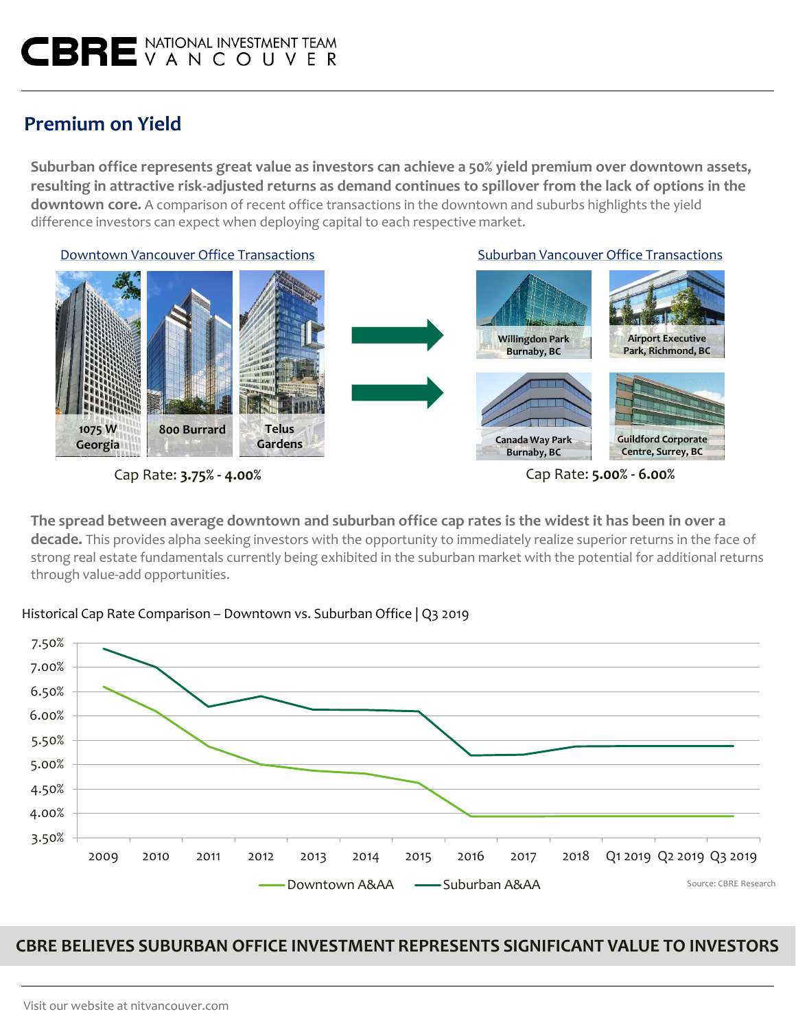# Premium on Yield

**Suburban office represents great value as investors can achieve a 50% yield premium over downtown assets, resulting in attractive risk-adjusted returns as demand continues to spillover from the lack of options in the downtown core.** A comparison of recent office transactions in the downtown and suburbs highlights the yield difference investors can expect when deploying capital to each respective market.

**Downtown Vancouver Office Transactions**

- 1075 W Georgia
- 800 Burrard
- Telus Gardens

Cap Rate: **3.75% - 4.00%**

**Suburban Vancouver Office Transactions**

- Willingdon Park, Burnaby, BC
- Airport Executive Park, Richmond, BC
- Canada Way Park, Burnaby, BC
- Guildford Corporate Centre, Surrey, BC

Cap Rate: **5.00% - 6.00%**

**The spread between average downtown and suburban office cap rates is the widest it has been in over a decade.** This provides alpha seeking investors with the opportunity to immediately realize superior returns in the face of strong real estate fundamentals currently being exhibited in the suburban market with the potential for additional returns through value-add opportunities.

Historical Cap Rate Comparison – Downtown vs. Suburban Office | Q3 2019

Legend: Downtown A&AA, Suburban A&AA

Source: CBRE Research

**CBRE BELIEVES SUBURBAN OFFICE INVESTMENT REPRESENTS SIGNIFICANT VALUE TO INVESTORS**

Visit our website at nitvancouver.com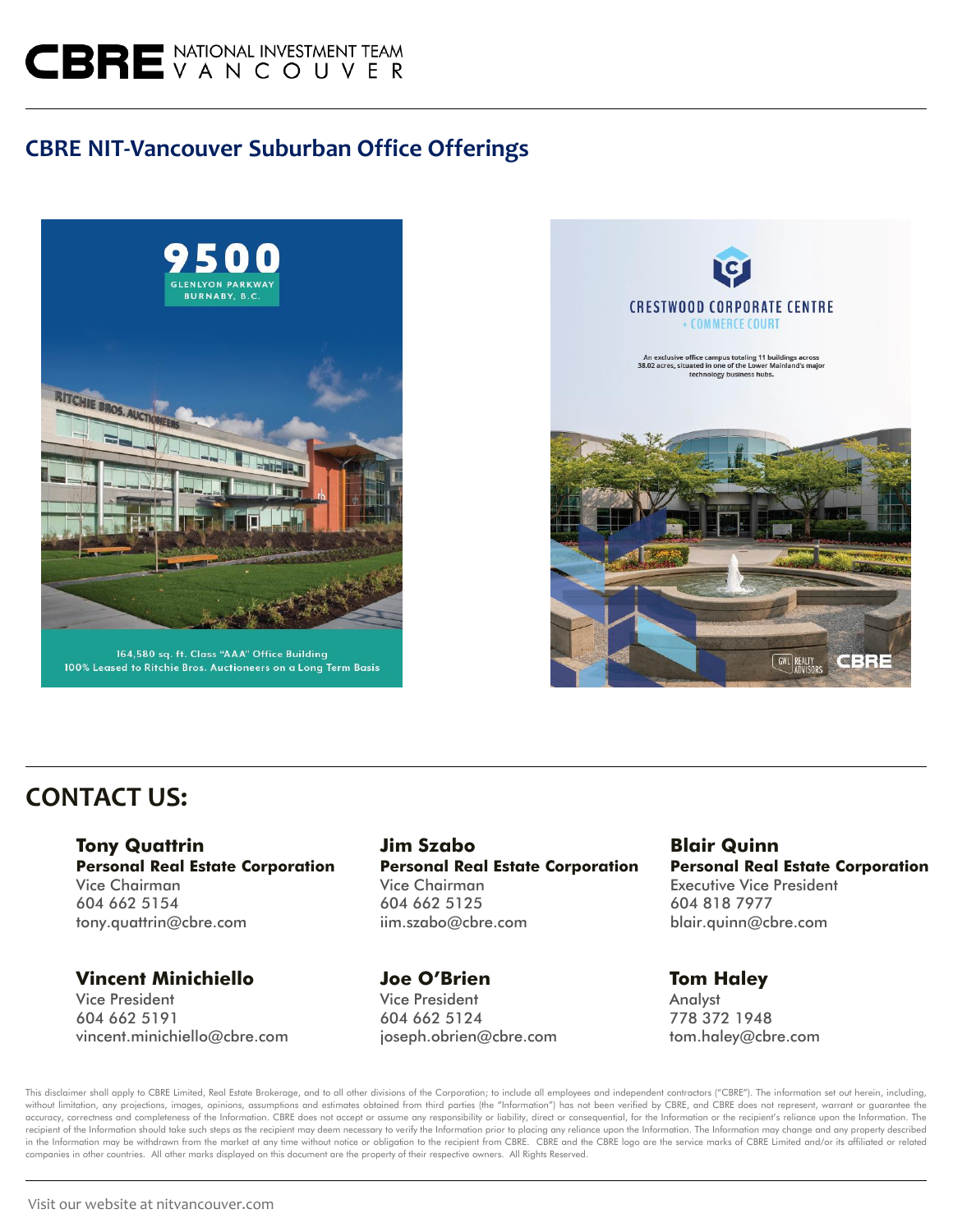CBRE NATIONAL INVESTMENT TEAM VANCOUVER

## CBRE NIT-Vancouver Suburban Office Offerings

9500

GLENLYON PARKWAY
BURNABY, B.C.

164,580 sq. ft. Class "AAA" Office Building
100% Leased to Ritchie Bros. Auctioneers on a Long Term Basis

CRESTWOOD CORPORATE CENTRE
+ COMMERCE COURT

An exclusive office campus totaling 11 buildings across 38.02 acres, situated in one of the Lower Mainland's major technology business hubs.

## CONTACT US:

**Tony Quattrin**
**Personal Real Estate Corporation**
Vice Chairman
604 662 5154
tony.quattrin@cbre.com

**Jim Szabo**
**Personal Real Estate Corporation**
Vice Chairman
604 662 5125
iim.szabo@cbre.com

**Blair Quinn**
**Personal Real Estate Corporation**
Executive Vice President
604 818 7977
blair.quinn@cbre.com

**Vincent Minichiello**
Vice President
604 662 5191
vincent.minichiello@cbre.com

**Joe O'Brien**
Vice President
604 662 5124
joseph.obrien@cbre.com

**Tom Haley**
Analyst
778 372 1948
tom.haley@cbre.com

This disclaimer shall apply to CBRE Limited, Real Estate Brokerage, and to all other divisions of the Corporation; to include all employees and independent contractors ("CBRE"). The information set out herein, including, without limitation, any projections, images, opinions, assumptions and estimates obtained from third parties (the "Information") has not been verified by CBRE, and CBRE does not represent, warrant or guarantee the accuracy, correctness and completeness of the Information. CBRE does not accept or assume any responsibility or liability, direct or consequential, for the Information or the recipient's reliance upon the Information. The recipient of the Information should take such steps as the recipient may deem necessary to verify the Information prior to placing any reliance upon the Information. The Information may change and any property described in the Information may be withdrawn from the market at any time without notice or obligation to the recipient from CBRE. CBRE and the CBRE logo are the service marks of CBRE Limited and/or its affiliated or related companies in other countries. All other marks displayed on this document are the property of their respective owners. All Rights Reserved.

Visit our website at nitvancouver.com